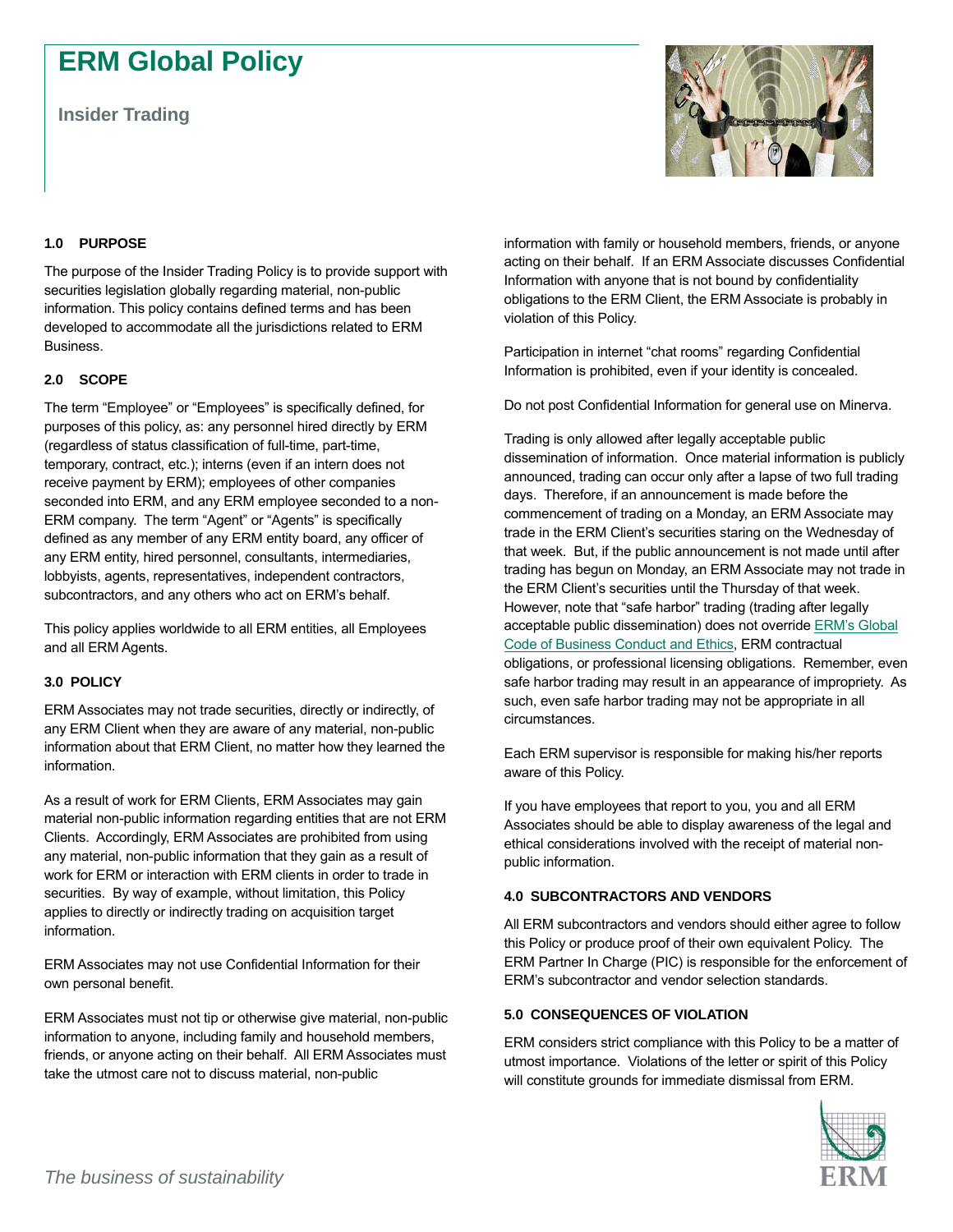# ERM Global Policy

## Insider Trading

### 1.0 PURPOSE

The purpose of the Insider Trading Policy is to provide support with securities legislation globally regarding material, non-public information. This policy contains defined terms and has been developed to accommodate all the jurisdictions related to ERM Business.

### 2.0 SCOPE

The term "Employee" or "Employees" is specifically defined, for purposes of this policy, as: any personnel hired directly by ERM (regardless of status classification of full-time, part-time, temporary, contract, etc.); interns (even if an intern does not receive payment by ERM); employees of other companies seconded into ERM, and any ERM employee seconded to a non-ERM company. The term "Agent" or "Agents" is specifically defined as any member of any ERM entity board, any officer of any ERM entity, hired personnel, consultants, intermediaries, lobbyists, agents, representatives, independent contractors, subcontractors, and any others who act on ERM's behalf.

This policy applies worldwide to all ERM entities, all Employees and all ERM Agents.

### 3.0 POLICY

ERM Associates may not trade securities, directly or indirectly, of any ERM Client when they are aware of any material, non-public information about that ERM Client, no matter how they learned the information.

As a result of work for ERM Clients, ERM Associates may gain material non-public information regarding entities that are not ERM Clients. Accordingly, ERM Associates are prohibited from using any material, non-public information that they gain as a result of work for ERM or interaction with ERM clients in order to trade in securities. By way of example, without limitation, this Policy applies to directly or indirectly trading on acquisition target information.

ERM Associates may not use Confidential Information for their own personal benefit.

ERM Associates must not tip or otherwise give material, non-public information to anyone, including family and household members, friends, or anyone acting on their behalf. All ERM Associates must take the utmost care not to discuss material, non-public information with family or household members, friends, or anyone acting on their behalf. If an ERM Associate discusses Confidential Information with anyone that is not bound by confidentiality obligations to the ERM Client, the ERM Associate is probably in violation of this Policy.

Participation in internet "chat rooms" regarding Confidential Information is prohibited, even if your identity is concealed.

Do not post Confidential Information for general use on Minerva.

Trading is only allowed after legally acceptable public dissemination of information. Once material information is publicly announced, trading can occur only after a lapse of two full trading days. Therefore, if an announcement is made before the commencement of trading on a Monday, an ERM Associate may trade in the ERM Client's securities staring on the Wednesday of that week. But, if the public announcement is not made until after trading has begun on Monday, an ERM Associate may not trade in the ERM Client's securities until the Thursday of that week. However, note that "safe harbor" trading (trading after legally acceptable public dissemination) does not override ERM's Global Code of Business Conduct and Ethics, ERM contractual obligations, or professional licensing obligations. Remember, even safe harbor trading may result in an appearance of impropriety. As such, even safe harbor trading may not be appropriate in all circumstances.

Each ERM supervisor is responsible for making his/her reports aware of this Policy.

If you have employees that report to you, you and all ERM Associates should be able to display awareness of the legal and ethical considerations involved with the receipt of material non-public information.

### 4.0 SUBCONTRACTORS AND VENDORS

All ERM subcontractors and vendors should either agree to follow this Policy or produce proof of their own equivalent Policy. The ERM Partner In Charge (PIC) is responsible for the enforcement of ERM's subcontractor and vendor selection standards.

### 5.0 CONSEQUENCES OF VIOLATION

ERM considers strict compliance with this Policy to be a matter of utmost importance. Violations of the letter or spirit of this Policy will constitute grounds for immediate dismissal from ERM.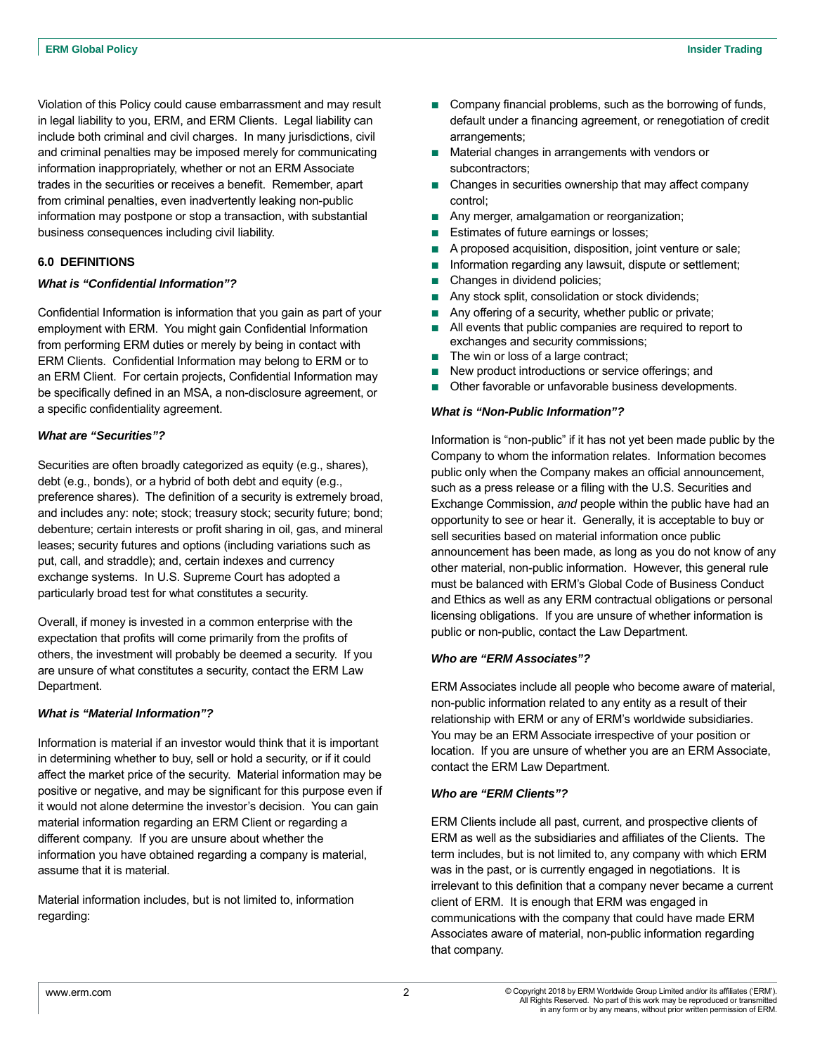Violation of this Policy could cause embarrassment and may result in legal liability to you, ERM, and ERM Clients. Legal liability can include both criminal and civil charges. In many jurisdictions, civil and criminal penalties may be imposed merely for communicating information inappropriately, whether or not an ERM Associate trades in the securities or receives a benefit. Remember, apart from criminal penalties, even inadvertently leaking non-public information may postpone or stop a transaction, with substantial business consequences including civil liability.

### 6.0 DEFINITIONS

***What is "Confidential Information"?***

Confidential Information is information that you gain as part of your employment with ERM. You might gain Confidential Information from performing ERM duties or merely by being in contact with ERM Clients. Confidential Information may belong to ERM or to an ERM Client. For certain projects, Confidential Information may be specifically defined in an MSA, a non-disclosure agreement, or a specific confidentiality agreement.

***What are "Securities"?***

Securities are often broadly categorized as equity (e.g., shares), debt (e.g., bonds), or a hybrid of both debt and equity (e.g., preference shares). The definition of a security is extremely broad, and includes any: note; stock; treasury stock; security future; bond; debenture; certain interests or profit sharing in oil, gas, and mineral leases; security futures and options (including variations such as put, call, and straddle); and, certain indexes and currency exchange systems. In U.S. Supreme Court has adopted a particularly broad test for what constitutes a security.

Overall, if money is invested in a common enterprise with the expectation that profits will come primarily from the profits of others, the investment will probably be deemed a security. If you are unsure of what constitutes a security, contact the ERM Law Department.

***What is "Material Information"?***

Information is material if an investor would think that it is important in determining whether to buy, sell or hold a security, or if it could affect the market price of the security. Material information may be positive or negative, and may be significant for this purpose even if it would not alone determine the investor's decision. You can gain material information regarding an ERM Client or regarding a different company. If you are unsure about whether the information you have obtained regarding a company is material, assume that it is material.

Material information includes, but is not limited to, information regarding:

- Company financial problems, such as the borrowing of funds, default under a financing agreement, or renegotiation of credit arrangements;
- Material changes in arrangements with vendors or subcontractors;
- Changes in securities ownership that may affect company control;
- Any merger, amalgamation or reorganization;
- Estimates of future earnings or losses;
- A proposed acquisition, disposition, joint venture or sale;
- Information regarding any lawsuit, dispute or settlement;
- Changes in dividend policies;
- Any stock split, consolidation or stock dividends;
- Any offering of a security, whether public or private;
- All events that public companies are required to report to exchanges and security commissions;
- The win or loss of a large contract;
- New product introductions or service offerings; and
- Other favorable or unfavorable business developments.

***What is "Non-Public Information"?***

Information is "non-public" if it has not yet been made public by the Company to whom the information relates. Information becomes public only when the Company makes an official announcement, such as a press release or a filing with the U.S. Securities and Exchange Commission, *and* people within the public have had an opportunity to see or hear it. Generally, it is acceptable to buy or sell securities based on material information once public announcement has been made, as long as you do not know of any other material, non-public information. However, this general rule must be balanced with ERM's Global Code of Business Conduct and Ethics as well as any ERM contractual obligations or personal licensing obligations. If you are unsure of whether information is public or non-public, contact the Law Department.

***Who are "ERM Associates"?***

ERM Associates include all people who become aware of material, non-public information related to any entity as a result of their relationship with ERM or any of ERM's worldwide subsidiaries. You may be an ERM Associate irrespective of your position or location. If you are unsure of whether you are an ERM Associate, contact the ERM Law Department.

***Who are "ERM Clients"?***

ERM Clients include all past, current, and prospective clients of ERM as well as the subsidiaries and affiliates of the Clients. The term includes, but is not limited to, any company with which ERM was in the past, or is currently engaged in negotiations. It is irrelevant to this definition that a company never became a current client of ERM. It is enough that ERM was engaged in communications with the company that could have made ERM Associates aware of material, non-public information regarding that company.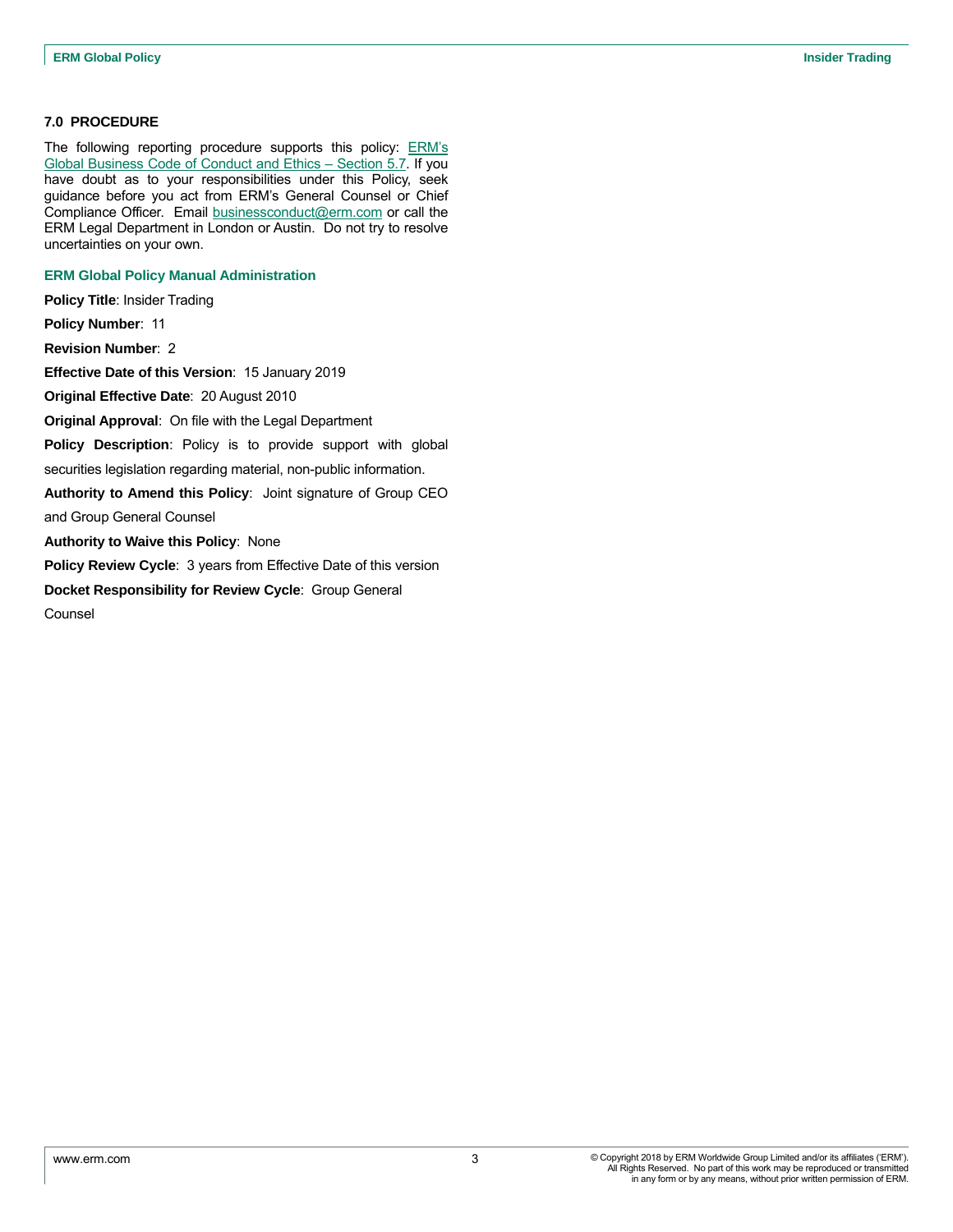## 7.0 PROCEDURE

The following reporting procedure supports this policy: ERM's Global Business Code of Conduct and Ethics – Section 5.7. If you have doubt as to your responsibilities under this Policy, seek guidance before you act from ERM's General Counsel or Chief Compliance Officer. Email businessconduct@erm.com or call the ERM Legal Department in London or Austin. Do not try to resolve uncertainties on your own.

### ERM Global Policy Manual Administration

**Policy Title**: Insider Trading

**Policy Number**: 11

**Revision Number**: 2

**Effective Date of this Version**: 15 January 2019

**Original Effective Date**: 20 August 2010

**Original Approval**: On file with the Legal Department

**Policy Description**: Policy is to provide support with global securities legislation regarding material, non-public information.

**Authority to Amend this Policy**: Joint signature of Group CEO and Group General Counsel

**Authority to Waive this Policy**: None

**Policy Review Cycle**: 3 years from Effective Date of this version

**Docket Responsibility for Review Cycle**: Group General Counsel

© Copyright 2018 by ERM Worldwide Group Limited and/or its affiliates ('ERM'). All Rights Reserved. No part of this work may be reproduced or transmitted in any form or by any means, without prior written permission of ERM.